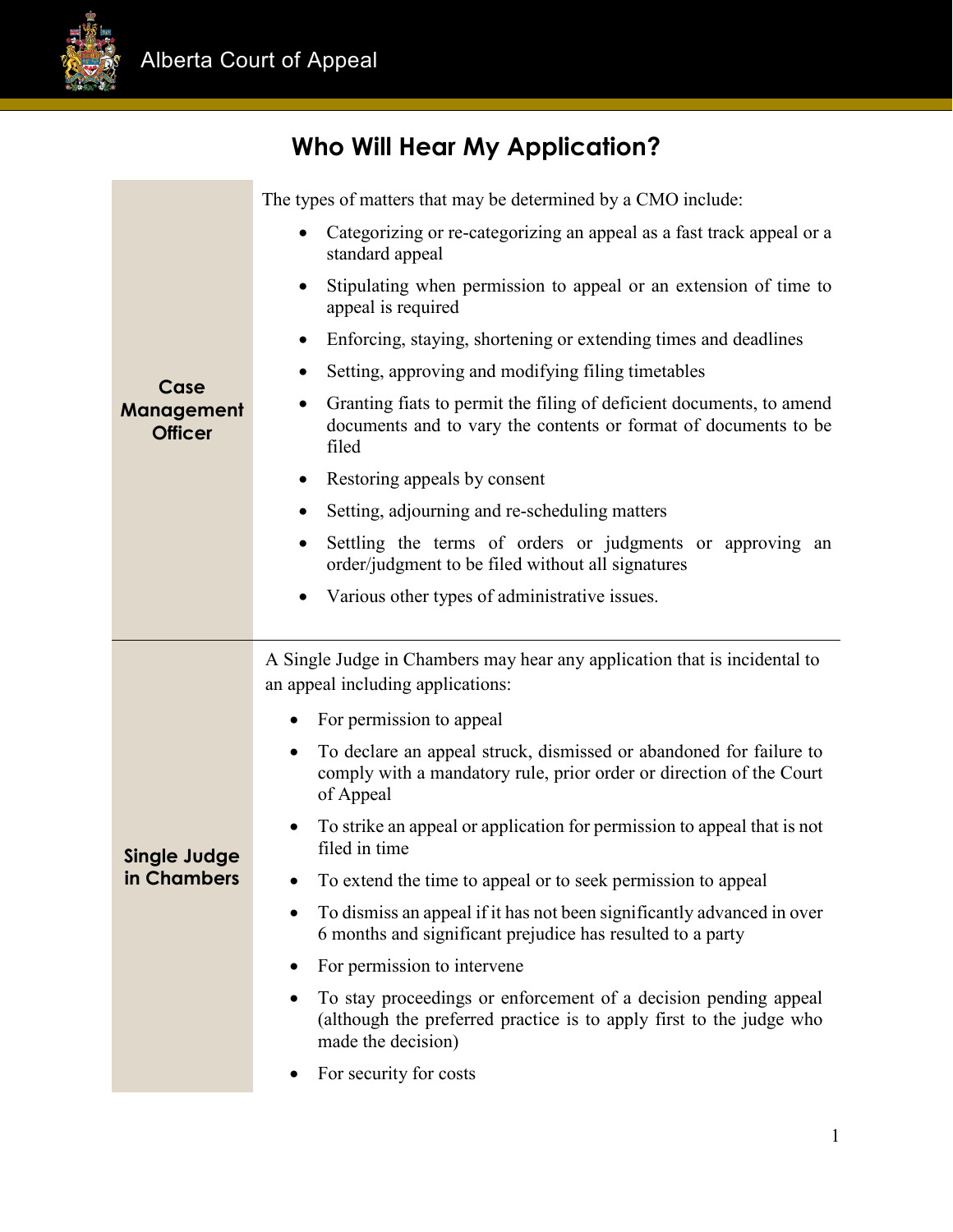# Who Will Hear My Application?

| | |
|---|---|
| **Case Management Officer** | The types of matters that may be determined by a CMO include:<br>• Categorizing or re-categorizing an appeal as a fast track appeal or a standard appeal<br>• Stipulating when permission to appeal or an extension of time to appeal is required<br>• Enforcing, staying, shortening or extending times and deadlines<br>• Setting, approving and modifying filing timetables<br>• Granting fiats to permit the filing of deficient documents, to amend documents and to vary the contents or format of documents to be filed<br>• Restoring appeals by consent<br>• Setting, adjourning and re-scheduling matters<br>• Settling the terms of orders or judgments or approving an order/judgment to be filed without all signatures<br>• Various other types of administrative issues. |
| **Single Judge in Chambers** | A Single Judge in Chambers may hear any application that is incidental to an appeal including applications:<br>• For permission to appeal<br>• To declare an appeal struck, dismissed or abandoned for failure to comply with a mandatory rule, prior order or direction of the Court of Appeal<br>• To strike an appeal or application for permission to appeal that is not filed in time<br>• To extend the time to appeal or to seek permission to appeal<br>• To dismiss an appeal if it has not been significantly advanced in over 6 months and significant prejudice has resulted to a party<br>• For permission to intervene<br>• To stay proceedings or enforcement of a decision pending appeal (although the preferred practice is to apply first to the judge who made the decision)<br>• For security for costs |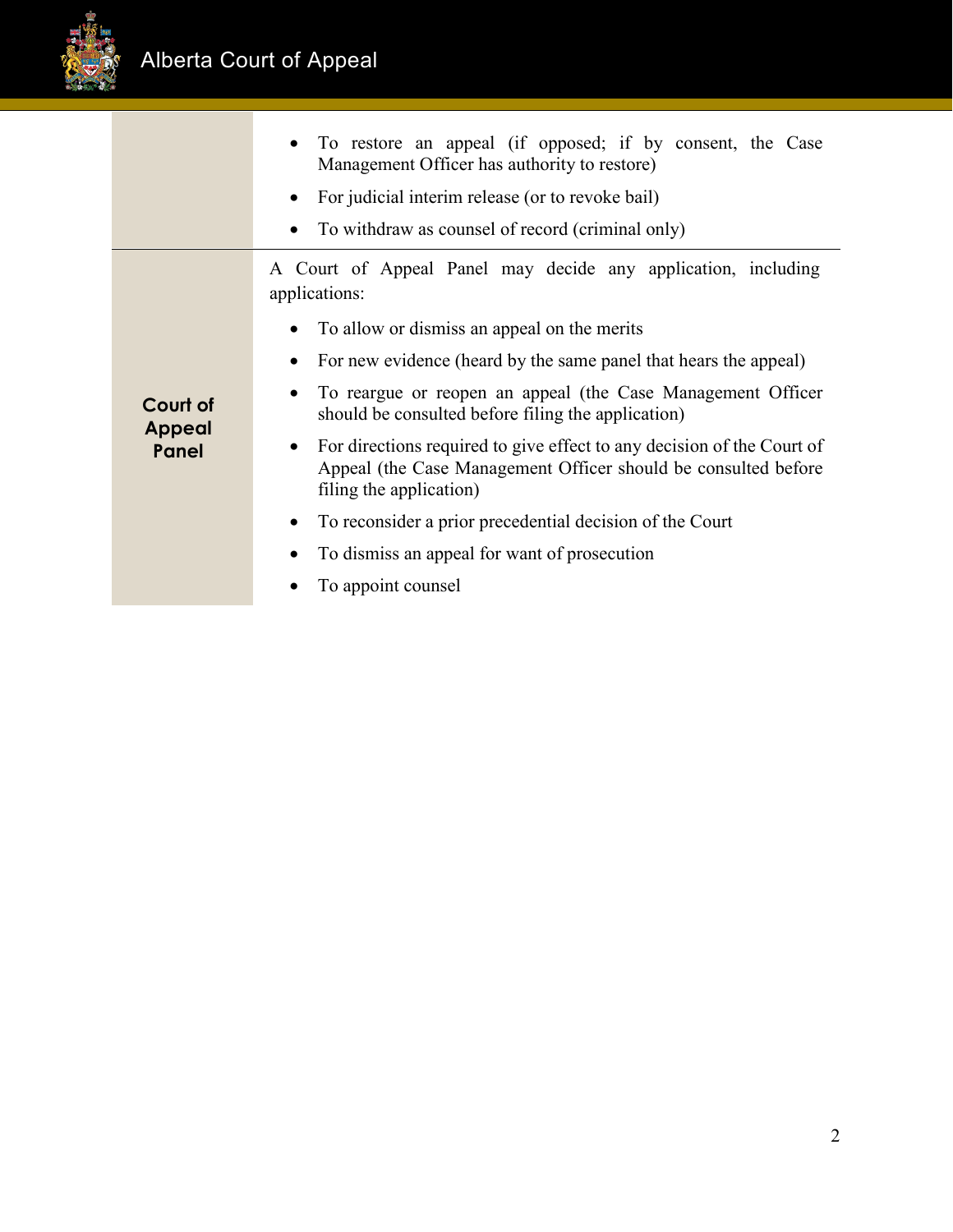| | |
|---|---|
| | • To restore an appeal (if opposed; if by consent, the Case Management Officer has authority to restore)<br>• For judicial interim release (or to revoke bail)<br>• To withdraw as counsel of record (criminal only) |
| **Court of Appeal Panel** | A Court of Appeal Panel may decide any application, including applications:<br>• To allow or dismiss an appeal on the merits<br>• For new evidence (heard by the same panel that hears the appeal)<br>• To reargue or reopen an appeal (the Case Management Officer should be consulted before filing the application)<br>• For directions required to give effect to any decision of the Court of Appeal (the Case Management Officer should be consulted before filing the application)<br>• To reconsider a prior precedential decision of the Court<br>• To dismiss an appeal for want of prosecution<br>• To appoint counsel |